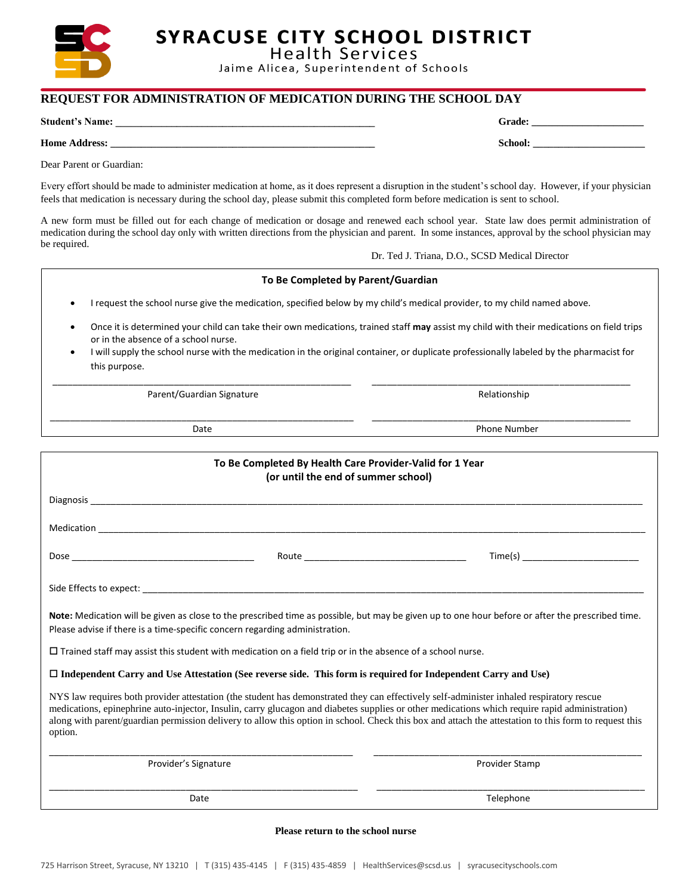# SYRACUSE CITY SCHOOL DISTRICT

## Health Services

Jaime Alicea, Superintendent of Schools

## REQUEST FOR ADMINISTRATION OF MEDICATION DURING THE SCHOOL DAY

**Student's Name:** ______________________________________________ **Grade:** ____________________

**Home Address:** ______________________________________________ **School:** ____________________

Dear Parent or Guardian:

Every effort should be made to administer medication at home, as it does represent a disruption in the student's school day. However, if your physician feels that medication is necessary during the school day, please submit this completed form before medication is sent to school.

A new form must be filled out for each change of medication or dosage and renewed each school year. State law does permit administration of medication during the school day only with written directions from the physician and parent. In some instances, approval by the school physician may be required.

Dr. Ted J. Triana, D.O., SCSD Medical Director

### To Be Completed by Parent/Guardian

- I request the school nurse give the medication, specified below by my child's medical provider, to my child named above.
- Once it is determined your child can take their own medications, trained staff **may** assist my child with their medications on field trips or in the absence of a school nurse.
- I will supply the school nurse with the medication in the original container, or duplicate professionally labeled by the pharmacist for this purpose.

______________________________ ______________________________
Parent/Guardian Signature Relationship

______________________________ ______________________________
Date Phone Number

### To Be Completed By Health Care Provider-Valid for 1 Year (or until the end of summer school)

Diagnosis ______________________________________________

Medication ______________________________________________

Dose ____________________ Route ____________________ Time(s) ____________________

Side Effects to expect: ______________________________________________

**Note:** Medication will be given as close to the prescribed time as possible, but may be given up to one hour before or after the prescribed time. Please advise if there is a time-specific concern regarding administration.

☐ Trained staff may assist this student with medication on a field trip or in the absence of a school nurse.

☐ **Independent Carry and Use Attestation (See reverse side. This form is required for Independent Carry and Use)**

NYS law requires both provider attestation (the student has demonstrated they can effectively self-administer inhaled respiratory rescue medications, epinephrine auto-injector, Insulin, carry glucagon and diabetes supplies or other medications which require rapid administration) along with parent/guardian permission delivery to allow this option in school. Check this box and attach the attestation to this form to request this option.

______________________________ ______________________________
Provider's Signature Provider Stamp

______________________________ ______________________________
Date Telephone

**Please return to the school nurse**

725 Harrison Street, Syracuse, NY 13210 | T (315) 435-4145 | F (315) 435-4859 | HealthServices@scsd.us | syracusecityschools.com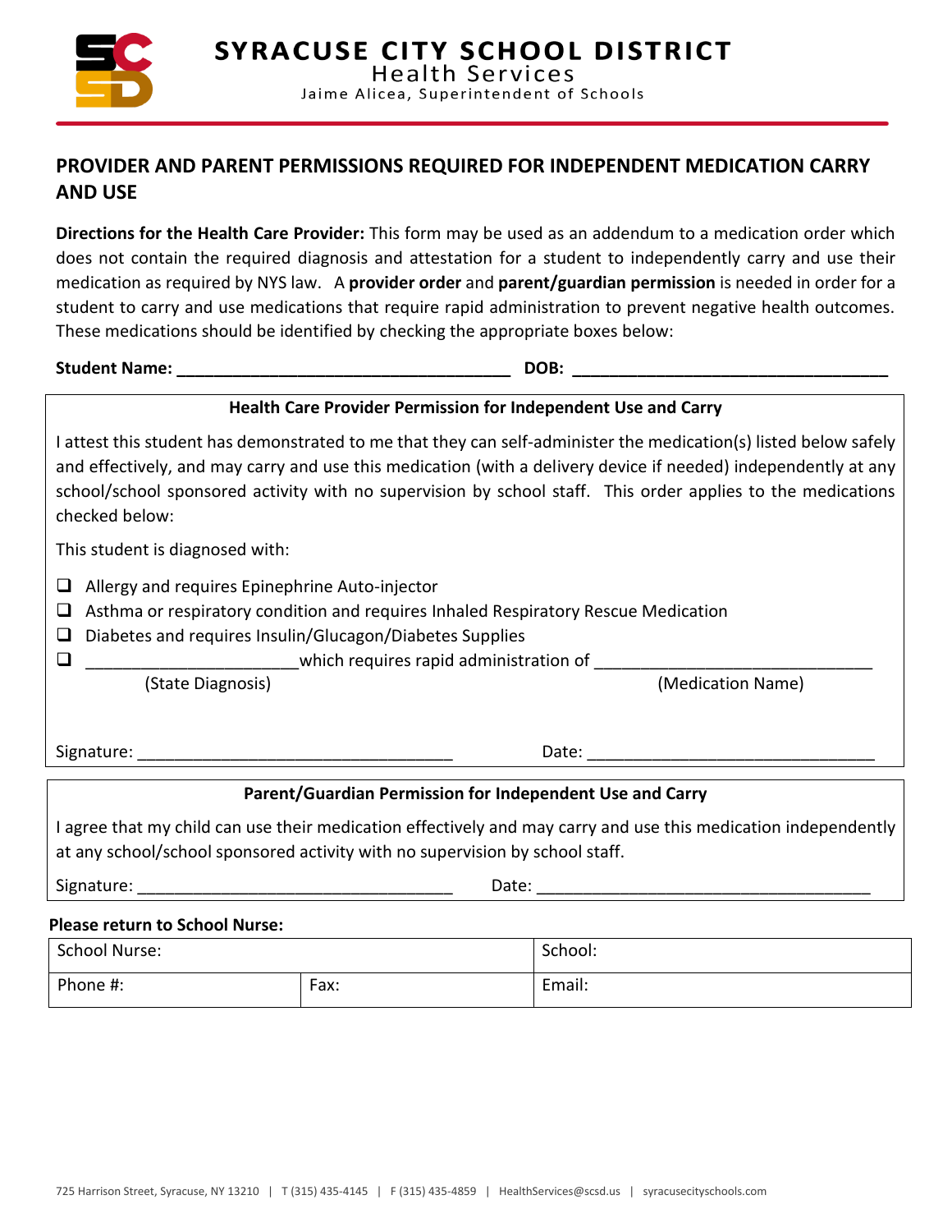# SYRACUSE CITY SCHOOL DISTRICT

Health Services

Jaime Alicea, Superintendent of Schools

## PROVIDER AND PARENT PERMISSIONS REQUIRED FOR INDEPENDENT MEDICATION CARRY AND USE

**Directions for the Health Care Provider:** This form may be used as an addendum to a medication order which does not contain the required diagnosis and attestation for a student to independently carry and use their medication as required by NYS law. A **provider order** and **parent/guardian permission** is needed in order for a student to carry and use medications that require rapid administration to prevent negative health outcomes. These medications should be identified by checking the appropriate boxes below:

**Student Name:** ____________________________________ **DOB:** __________________________________

### Health Care Provider Permission for Independent Use and Carry

I attest this student has demonstrated to me that they can self-administer the medication(s) listed below safely and effectively, and may carry and use this medication (with a delivery device if needed) independently at any school/school sponsored activity with no supervision by school staff. This order applies to the medications checked below:

This student is diagnosed with:

- ☐ Allergy and requires Epinephrine Auto-injector
- ☐ Asthma or respiratory condition and requires Inhaled Respiratory Rescue Medication
- ☐ Diabetes and requires Insulin/Glucagon/Diabetes Supplies
- ☐ ______________________ which requires rapid administration of ______________________________
  (State Diagnosis) (Medication Name)

Signature: __________________________________ Date: _______________________________

### Parent/Guardian Permission for Independent Use and Carry

I agree that my child can use their medication effectively and may carry and use this medication independently at any school/school sponsored activity with no supervision by school staff.

Signature: __________________________________ Date: ____________________________________

**Please return to School Nurse:**

| | | |
|---|---|---|
| School Nurse: | | School: |
| Phone #: | Fax: | Email: |

725 Harrison Street, Syracuse, NY 13210 | T (315) 435-4145 | F (315) 435-4859 | HealthServices@scsd.us | syracusecityschools.com